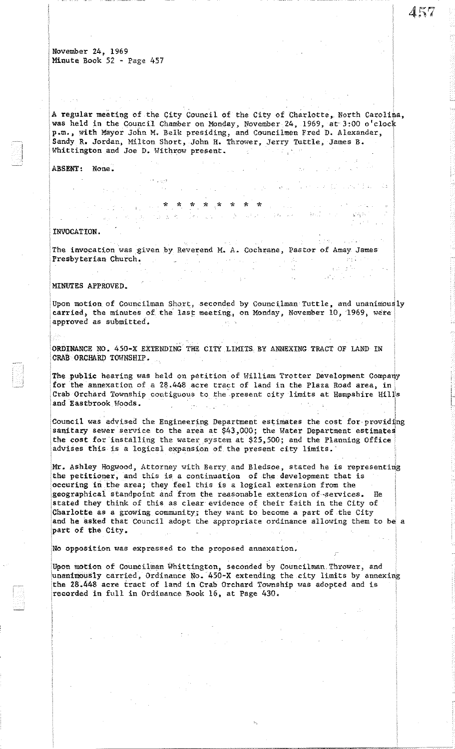November 24, 1969
Minute Book 52 - Page 457

A regular meeting of the City Council of the City of Charlotte, North Carolina, was held in the Council Chamber on Monday, November 24, 1969, at 3:00 o'clock p.m., with Mayor John M. Belk presiding, and Councilmen Fred D. Alexander, Sandy R. Jordan, Milton Short, John H. Thrower, Jerry Tuttle, James B. Whittington and Joe D. Withrow present.

ABSENT: None.

\* \* \* \* \* \* \* \*

INVOCATION.

The invocation was given by Reverend M. A. Cochrane, Pastor of Amay James Presbyterian Church.

MINUTES APPROVED.

Upon motion of Councilman Short, seconded by Councilman Tuttle, and unanimously carried, the minutes of the last meeting, on Monday, November 10, 1969, were approved as submitted.

ORDINANCE NO. 450-X EXTENDING THE CITY LIMITS BY ANNEXING TRACT OF LAND IN CRAB ORCHARD TOWNSHIP.

The public hearing was held on petition of William Trotter Development Company for the annexation of a 28.448 acre tract of land in the Plaza Road area, in Crab Orchard Township contiguous to the present city limits at Hampshire Hills and Eastbrook Woods.

Council was advised the Engineering Department estimates the cost for providing sanitary sewer service to the area at $43,000; the Water Department estimates the cost for installing the water system at $25,500; and the Planning Office advises this is a logical expansion of the present city limits.

Mr. Ashley Hogwood, Attorney with Berry and Bledsoe, stated he is representing the petitioner, and this is a continuation of the development that is occuring in the area; they feel this is a logical extension from the geographical standpoint and from the reasonable extension of services. He stated they think of this as clear evidence of their faith in the City of Charlotte as a growing community; they want to become a part of the City and he asked that Council adopt the appropriate ordinance allowing them to be a part of the City.

No opposition was expressed to the proposed annexation.

Upon motion of Councilman Whittington, seconded by Councilman Thrower, and unanimously carried, Ordinance No. 450-X extending the city limits by annexing the 28.448 acre tract of land in Crab Orchard Township was adopted and is recorded in full in Ordinance Book 16, at Page 430.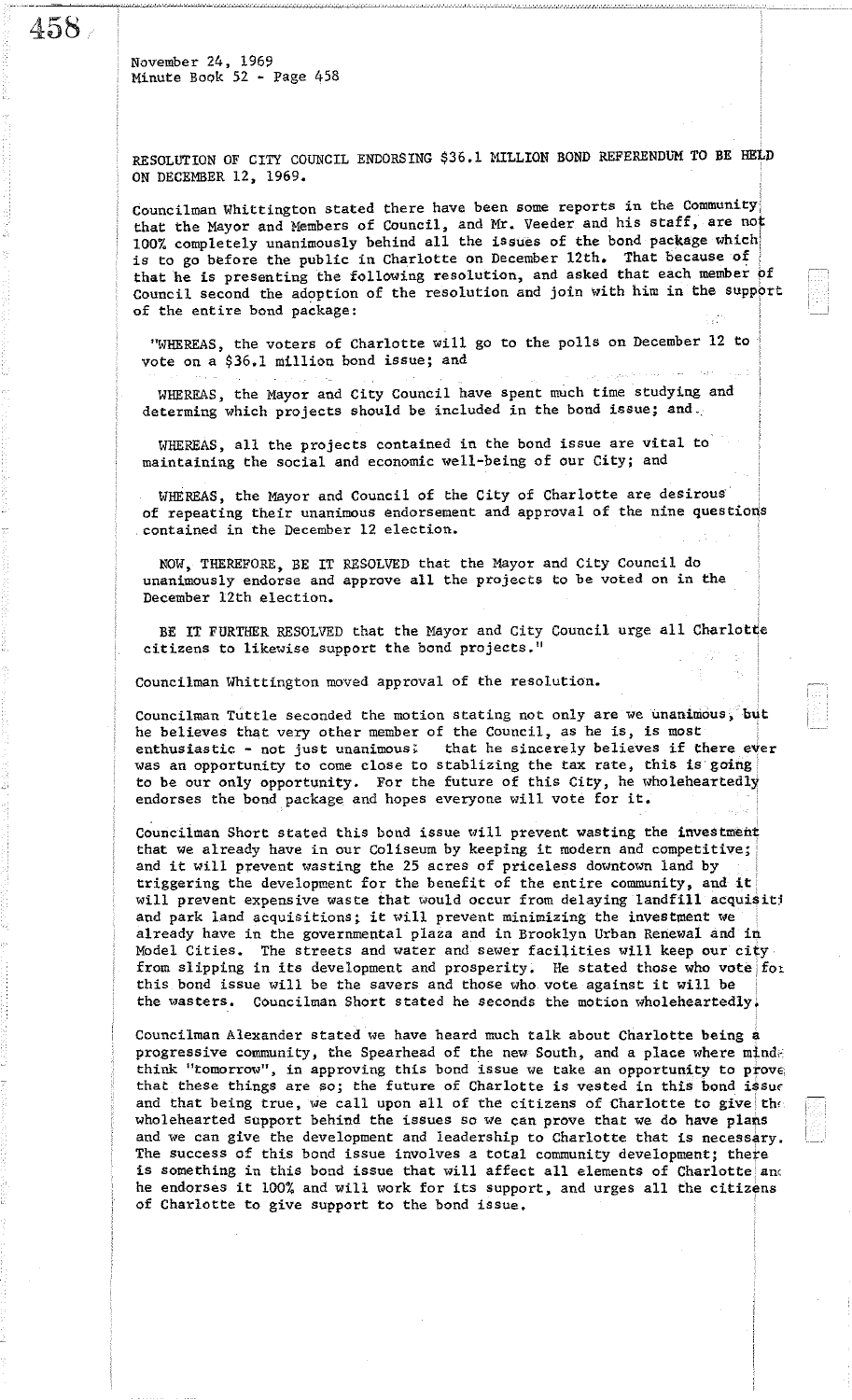November 24, 1969
Minute Book 52 - Page 458

RESOLUTION OF CITY COUNCIL ENDORSING $36.1 MILLION BOND REFERENDUM TO BE HELD ON DECEMBER 12, 1969.

Councilman Whittington stated there have been some reports in the Community that the Mayor and Members of Council, and Mr. Veeder and his staff, are not 100% completely unanimously behind all the issues of the bond package which is to go before the public in Charlotte on December 12th. That because of that he is presenting the following resolution, and asked that each member of Council second the adoption of the resolution and join with him in the support of the entire bond package:

"WHEREAS, the voters of Charlotte will go to the polls on December 12 to vote on a $36.1 million bond issue; and

WHEREAS, the Mayor and City Council have spent much time studying and determing which projects should be included in the bond issue; and

WHEREAS, all the projects contained in the bond issue are vital to maintaining the social and economic well-being of our City; and

WHEREAS, the Mayor and Council of the City of Charlotte are desirous of repeating their unanimous endorsement and approval of the nine questions contained in the December 12 election.

NOW, THEREFORE, BE IT RESOLVED that the Mayor and City Council do unanimously endorse and approve all the projects to be voted on in the December 12th election.

BE IT FURTHER RESOLVED that the Mayor and City Council urge all Charlotte citizens to likewise support the bond projects."

Councilman Whittington moved approval of the resolution.

Councilman Tuttle seconded the motion stating not only are we unanimous, but he believes that very other member of the Council, as he is, is most enthusiastic - not just unanimous; that he sincerely believes if there ever was an opportunity to come close to stablizing the tax rate, this is going to be our only opportunity. For the future of this City, he wholeheartedly endorses the bond package and hopes everyone will vote for it.

Councilman Short stated this bond issue will prevent wasting the investment that we already have in our Coliseum by keeping it modern and competitive; and it will prevent wasting the 25 acres of priceless downtown land by triggering the development for the benefit of the entire community, and it will prevent expensive waste that would occur from delaying landfill acquisiti and park land acquisitions; it will prevent minimizing the investment we already have in the governmental plaza and in Brooklyn Urban Renewal and in Model Cities. The streets and water and sewer facilities will keep our city from slipping in its development and prosperity. He stated those who vote for this bond issue will be the savers and those who vote against it will be the wasters. Councilman Short stated he seconds the motion wholeheartedly.

Councilman Alexander stated we have heard much talk about Charlotte being a progressive community, the Spearhead of the new South, and a place where minds think "tomorrow", in approving this bond issue we take an opportunity to prove that these things are so; the future of Charlotte is vested in this bond issue and that being true, we call upon all of the citizens of Charlotte to give the wholehearted support behind the issues so we can prove that we do have plans and we can give the development and leadership to Charlotte that is necessary. The success of this bond issue involves a total community development; there is something in this bond issue that will affect all elements of Charlotte and he endorses it 100% and will work for its support, and urges all the citizens of Charlotte to give support to the bond issue.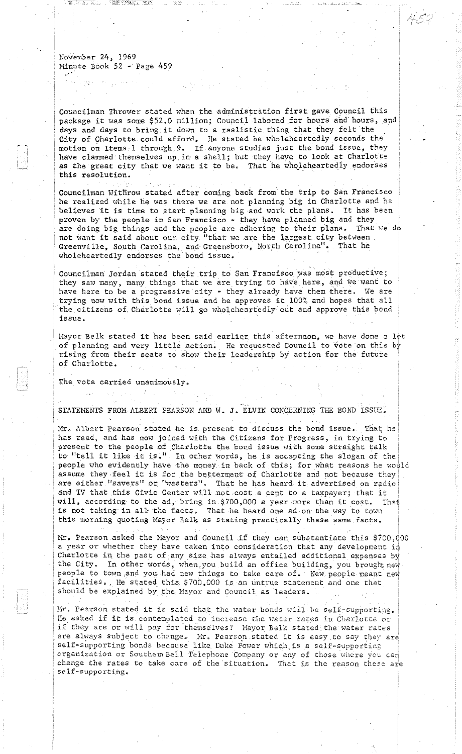November 24, 1969
Minute Book 52 - Page 459

Councilman Thrower stated when the administration first gave Council this package it was some $52.0 million; Council labored for hours and hours, and days and days to bring it down to a realistic thing that they felt the City of Charlotte could afford. He stated he wholeheartedly seconds the motion on Items 1 through 9. If anyone studies just the bond issue, they have clammed themselves up in a shell; but they have to look at Charlotte as the great city that we want it to be. That he wholeheartedly endorses this resolution.

Councilman Withrow stated after coming back from the trip to San Francisco he realized while he was there we are not planning big in Charlotte and he believes it is time to start planning big and work the plans. It has been proven by the people in San Francisco - they have planned big and they are doing big things and the people are adhering to their plans. That we do not want it said about our city "that we are the largest city between Greenville, South Carolina, and Greensboro, North Carolina". That he wholeheartedly endorses the bond issue.

Councilman Jordan stated their trip to San Francisco was most productive; they saw many, many things that we are trying to have here, and we want to have here to be a progressive city - they already have them there. We are trying now with this bond issue and he approves it 100% and hopes that all the citizens of Charlotte will go wholeheartedly out and approve this bond issue.

Mayor Belk stated it has been said earlier this afternoon, we have done a lot of planning and very little action. He requested Council to vote on this by rising from their seats to show their leadership by action for the future of Charlotte.

The vote carried unanimously.

STATEMENTS FROM ALBERT PEARSON AND W. J. ELVIN CONCERNING THE BOND ISSUE.

Mr. Albert Pearson stated he is present to discuss the bond issue. That he has read, and has now joined with the Citizens for Progress, in trying to present to the people of Charlotte the bond issue with some straight talk to "tell it like it is." In other words, he is accepting the slogan of the people who evidently have the money in back of this; for what reasons he would assume they feel it is for the betterment of Charlotte and not because they are either "savers" or "wasters". That he has heard it advertised on radio and TV that this Civic Center will not cost a cent to a taxpayer; that it will, according to the ad, bring in $700,000 a year more than it cost. That is not taking in all the facts. That he heard one ad on the way to town this morning quoting Mayor Belk as stating practically these same facts.

Mr. Pearson asked the Mayor and Council if they can substantiate this $700,000 a year or whether they have taken into consideration that any development in Charlotte in the past of any size has always entailed additional expenses by the City. In other words, when you build an office building, you brought new people to town and you had new things to take care of. New people meant new facilities. He stated this $700,000 is an untrue statement and one that should be explained by the Mayor and Council as leaders.

Mr. Pearson stated it is said that the water bonds will be self-supporting. He asked if it is contemplated to increase the water rates in Charlotte or if they are or will pay for themselves? Mayor Belk stated the water rates are always subject to change. Mr. Pearson stated it is easy to say they are self-supporting bonds because like Duke Power which is a self-supporting organization or Southern Bell Telephone Company or any of those where you can change the rates to take care of the situation. That is the reason these are self-supporting.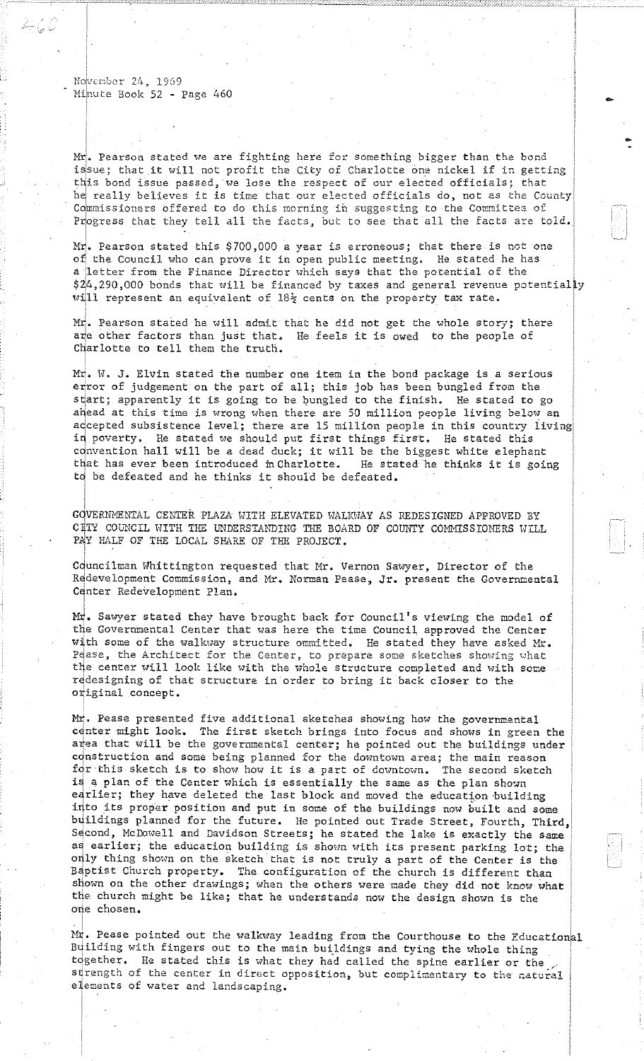November 24, 1969
Minute Book 52 - Page 460

Mr. Pearson stated we are fighting here for something bigger than the bond issue; that it will not profit the City of Charlotte one nickel if in getting this bond issue passed, we lose the respect of our elected officials; that he really believes it is time that our elected officials do, not as the County Commissioners offered to do this morning in suggesting to the Committee of Progress that they tell all the facts, but to see that all the facts are told.

Mr. Pearson stated this $700,000 a year is erroneous; that there is not one of the Council who can prove it in open public meeting. He stated he has a letter from the Finance Director which says that the potential of the $24,290,000 bonds that will be financed by taxes and general revenue potentially will represent an equivalent of 18½ cents on the property tax rate.

Mr. Pearson stated he will admit that he did not get the whole story; there are other factors than just that. He feels it is owed to the people of Charlotte to tell them the truth.

Mr. W. J. Elvin stated the number one item in the bond package is a serious error of judgement on the part of all; this job has been bungled from the start; apparently it is going to be bungled to the finish. He stated to go ahead at this time is wrong when there are 50 million people living below an accepted subsistence level; there are 15 million people in this country living in poverty. He stated we should put first things first. He stated this convention hall will be a dead duck; it will be the biggest white elephant that has ever been introduced in Charlotte. He stated he thinks it is going to be defeated and he thinks it should be defeated.

GOVERNMENTAL CENTER PLAZA WITH ELEVATED WALKWAY AS REDESIGNED APPROVED BY CITY COUNCIL WITH THE UNDERSTANDING THE BOARD OF COUNTY COMMISSIONERS WILL PAY HALF OF THE LOCAL SHARE OF THE PROJECT.

Councilman Whittington requested that Mr. Vernon Sawyer, Director of the Redevelopment Commission, and Mr. Norman Pease, Jr. present the Governmental Center Redevelopment Plan.

Mr. Sawyer stated they have brought back for Council's viewing the model of the Governmental Center that was here the time Council approved the Center with some of the walkway structure ommitted. He stated they have asked Mr. Pease, the Architect for the Center, to prepare some sketches showing what the center will look like with the whole structure completed and with some redesigning of that structure in order to bring it back closer to the original concept.

Mr. Pease presented five additional sketches showing how the governmental center might look. The first sketch brings into focus and shows in green the area that will be the governmental center; he pointed out the buildings under construction and some being planned for the downtown area; the main reason for this sketch is to show how it is a part of downtown. The second sketch is a plan of the Center which is essentially the same as the plan shown earlier; they have deleted the last block and moved the education building into its proper position and put in some of the buildings now built and some buildings planned for the future. He pointed out Trade Street, Fourth, Third, Second, McDowell and Davidson Streets; he stated the lake is exactly the same as earlier; the education building is shown with its present parking lot; the only thing shown on the sketch that is not truly a part of the Center is the Baptist Church property. The configuration of the church is different than shown on the other drawings; when the others were made they did not know what the church might be like; that he understands now the design shown is the one chosen.

Mr. Pease pointed out the walkway leading from the Courthouse to the Educational Building with fingers out to the main buildings and tying the whole thing together. He stated this is what they had called the spine earlier or the strength of the center in direct opposition, but complimentary to the natural elements of water and landscaping.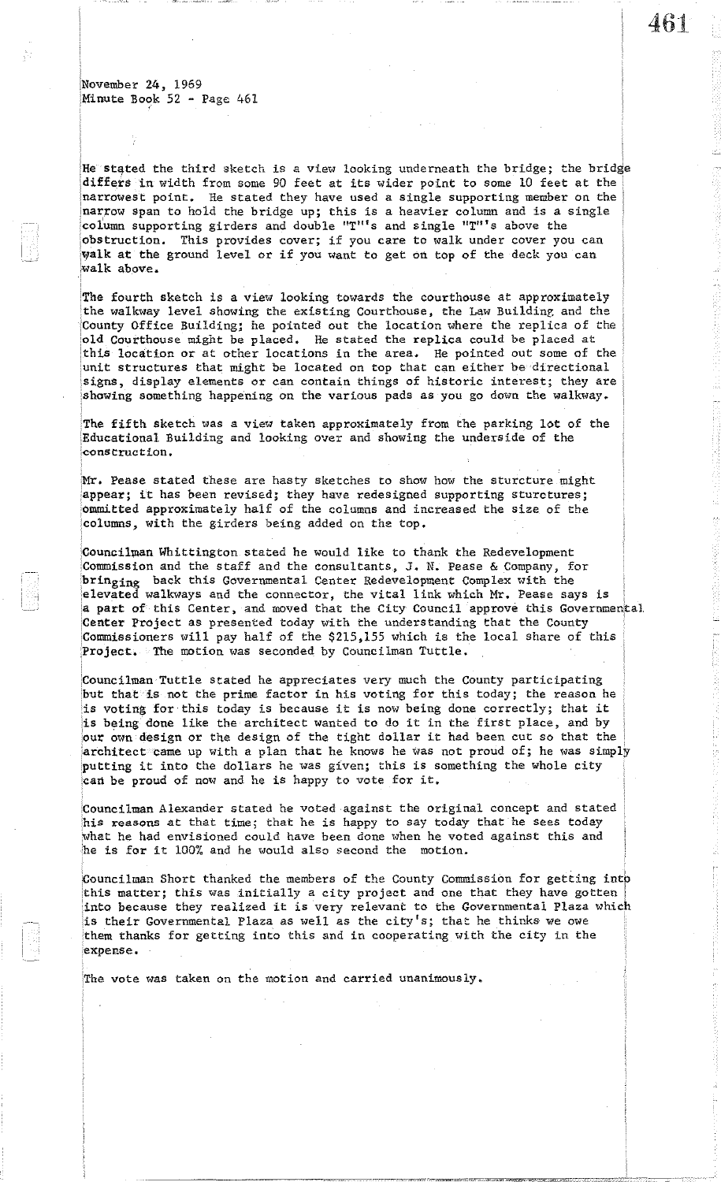November 24, 1969
Minute Book 52 - Page 461

He stated the third sketch is a view looking underneath the bridge; the bridge differs in width from some 90 feet at its wider point to some 10 feet at the narrowest point. He stated they have used a single supporting member on the narrow span to hold the bridge up; this is a heavier column and is a single column supporting girders and double "T"'s and single "T"'s above the obstruction. This provides cover; if you care to walk under cover you can walk at the ground level or if you want to get on top of the deck you can walk above.

The fourth sketch is a view looking towards the courthouse at approximately the walkway level showing the existing Courthouse, the Law Building and the County Office Building; he pointed out the location where the replica of the old Courthouse might be placed. He stated the replica could be placed at this location or at other locations in the area. He pointed out some of the unit structures that might be located on top that can either be directional signs, display elements or can contain things of historic interest; they are showing something happening on the various pads as you go down the walkway.

The fifth sketch was a view taken approximately from the parking lot of the Educational Building and looking over and showing the underside of the construction.

Mr. Pease stated these are hasty sketches to show how the sturcture might appear; it has been revised; they have redesigned supporting sturctures; ommitted approximately half of the columns and increased the size of the columns, with the girders being added on the top.

Councilman Whittington stated he would like to thank the Redevelopment Commission and the staff and the consultants, J. N. Pease & Company, for bringing back this Governmental Center Redevelopment Complex with the elevated walkways and the connector, the vital link which Mr. Pease says is a part of this Center, and moved that the City Council approve this Governmental Center Project as presented today with the understanding that the County Commissioners will pay half of the $215,155 which is the local share of this Project. The motion was seconded by Councilman Tuttle.

Councilman Tuttle stated he appreciates very much the County participating but that is not the prime factor in his voting for this today; the reason he is voting for this today is because it is now being done correctly; that it is being done like the architect wanted to do it in the first place, and by our own design or the design of the tight dollar it had been cut so that the architect came up with a plan that he knows he was not proud of; he was simply putting it into the dollars he was given; this is something the whole city can be proud of now and he is happy to vote for it.

Councilman Alexander stated he voted against the original concept and stated his reasons at that time; that he is happy to say today that he sees today what he had envisioned could have been done when he voted against this and he is for it 100% and he would also second the motion.

Councilman Short thanked the members of the County Commission for getting into this matter; this was initially a city project and one that they have gotten into because they realized it is very relevant to the Governmental Plaza which is their Governmental Plaza as well as the city's; that he thinks we owe them thanks for getting into this and in cooperating with the city in the expense.

The vote was taken on the motion and carried unanimously.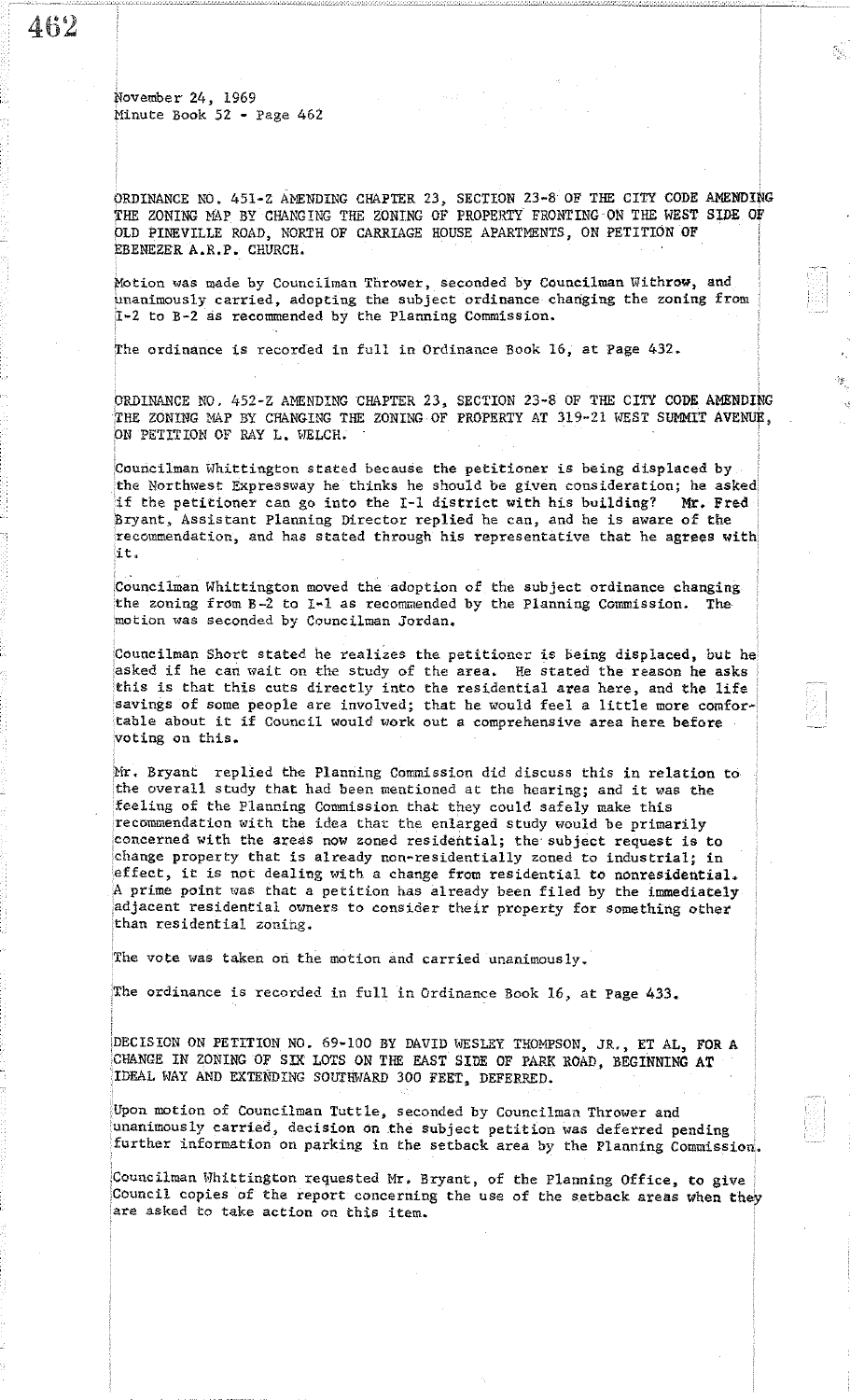November 24, 1969
Minute Book 52 - Page 462

ORDINANCE NO. 451-Z AMENDING CHAPTER 23, SECTION 23-8 OF THE CITY CODE AMENDING THE ZONING MAP BY CHANGING THE ZONING OF PROPERTY FRONTING ON THE WEST SIDE OF OLD PINEVILLE ROAD, NORTH OF CARRIAGE HOUSE APARTMENTS, ON PETITION OF EBENEZER A.R.P. CHURCH.

Motion was made by Councilman Thrower, seconded by Councilman Withrow, and unanimously carried, adopting the subject ordinance changing the zoning from I-2 to B-2 as recommended by the Planning Commission.

The ordinance is recorded in full in Ordinance Book 16, at Page 432.

ORDINANCE NO. 452-Z AMENDING CHAPTER 23, SECTION 23-8 OF THE CITY CODE AMENDING THE ZONING MAP BY CHANGING THE ZONING OF PROPERTY AT 319-21 WEST SUMMIT AVENUE, ON PETITION OF RAY L. WELCH.

Councilman Whittington stated because the petitioner is being displaced by the Northwest Expressway he thinks he should be given consideration; he asked if the petitioner can go into the I-1 district with his building? Mr. Fred Bryant, Assistant Planning Director replied he can, and he is aware of the recommendation, and has stated through his representative that he agrees with it.

Councilman Whittington moved the adoption of the subject ordinance changing the zoning from B-2 to I-1 as recommended by the Planning Commission. The motion was seconded by Councilman Jordan.

Councilman Short stated he realizes the petitioner is being displaced, but he asked if he can wait on the study of the area. He stated the reason he asks this is that this cuts directly into the residential area here, and the life savings of some people are involved; that he would feel a little more comfortable about it if Council would work out a comprehensive area here before voting on this.

Mr. Bryant replied the Planning Commission did discuss this in relation to the overall study that had been mentioned at the hearing; and it was the feeling of the Planning Commission that they could safely make this recommendation with the idea that the enlarged study would be primarily concerned with the areas now zoned residential; the subject request is to change property that is already non-residentially zoned to industrial; in effect, it is not dealing with a change from residential to nonresidential. A prime point was that a petition has already been filed by the immediately adjacent residential owners to consider their property for something other than residential zoning.

The vote was taken on the motion and carried unanimously.

The ordinance is recorded in full in Ordinance Book 16, at Page 433.

DECISION ON PETITION NO. 69-100 BY DAVID WESLEY THOMPSON, JR., ET AL, FOR A CHANGE IN ZONING OF SIX LOTS ON THE EAST SIDE OF PARK ROAD, BEGINNING AT IDEAL WAY AND EXTENDING SOUTHWARD 300 FEET, DEFERRED.

Upon motion of Councilman Tuttle, seconded by Councilman Thrower and unanimously carried, decision on the subject petition was deferred pending further information on parking in the setback area by the Planning Commission.

Councilman Whittington requested Mr. Bryant, of the Planning Office, to give Council copies of the report concerning the use of the setback areas when they are asked to take action on this item.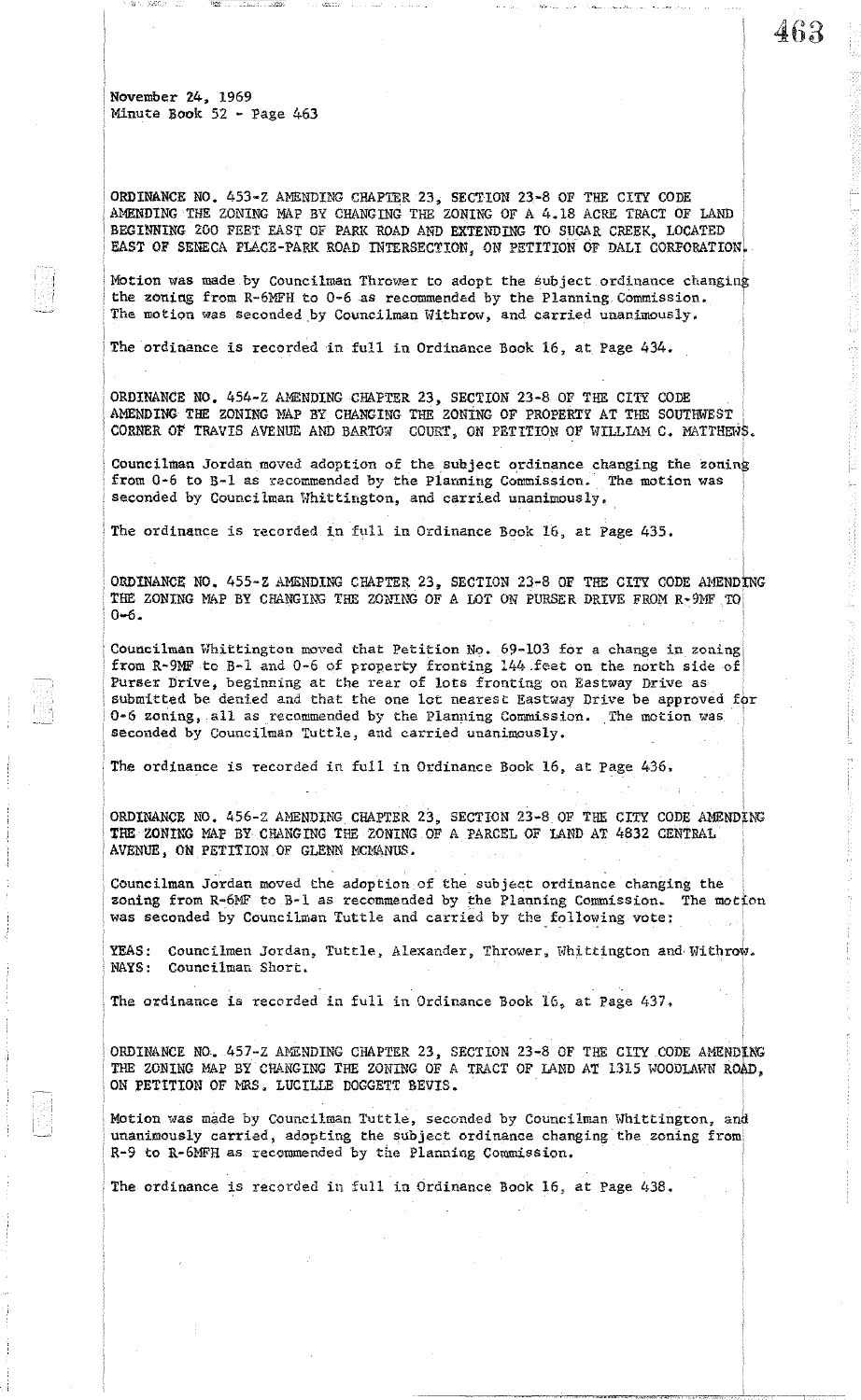November 24, 1969
Minute Book 52 - Page 463

ORDINANCE NO. 453-Z AMENDING CHAPTER 23, SECTION 23-8 OF THE CITY CODE AMENDING THE ZONING MAP BY CHANGING THE ZONING OF A 4.18 ACRE TRACT OF LAND BEGINNING 200 FEET EAST OF PARK ROAD AND EXTENDING TO SUGAR CREEK, LOCATED EAST OF SENECA PLACE-PARK ROAD INTERSECTION, ON PETITION OF DALI CORPORATION.

Motion was made by Councilman Thrower to adopt the subject ordinance changing the zoning from R-6MFH to O-6 as recommended by the Planning Commission. The motion was seconded by Councilman Withrow, and carried unanimously.

The ordinance is recorded in full in Ordinance Book 16, at Page 434.

ORDINANCE NO. 454-Z AMENDING CHAPTER 23, SECTION 23-8 OF THE CITY CODE AMENDING THE ZONING MAP BY CHANGING THE ZONING OF PROPERTY AT THE SOUTHWEST CORNER OF TRAVIS AVENUE AND BARTOW COURT, ON PETITION OF WILLIAM C. MATTHEWS.

Councilman Jordan moved adoption of the subject ordinance changing the zoning from O-6 to B-1 as recommended by the Planning Commission. The motion was seconded by Councilman Whittington, and carried unanimously.

The ordinance is recorded in full in Ordinance Book 16, at Page 435.

ORDINANCE NO. 455-Z AMENDING CHAPTER 23, SECTION 23-8 OF THE CITY CODE AMENDING THE ZONING MAP BY CHANGING THE ZONING OF A LOT ON PURSER DRIVE FROM R-9MF TO O-6.

Councilman Whittington moved that Petition No. 69-103 for a change in zoning from R-9MF to B-1 and O-6 of property fronting 144 feet on the north side of Purser Drive, beginning at the rear of lots fronting on Eastway Drive as submitted be denied and that the one lot nearest Eastway Drive be approved for O-6 zoning, all as recommended by the Planning Commission. The motion was seconded by Councilman Tuttle, and carried unanimously.

The ordinance is recorded in full in Ordinance Book 16, at Page 436.

ORDINANCE NO. 456-Z AMENDING CHAPTER 23, SECTION 23-8 OF THE CITY CODE AMENDING THE ZONING MAP BY CHANGING THE ZONING OF A PARCEL OF LAND AT 4832 CENTRAL AVENUE, ON PETITION OF GLENN MCMANUS.

Councilman Jordan moved the adoption of the subject ordinance changing the zoning from R-6MF to B-1 as recommended by the Planning Commission. The motion was seconded by Councilman Tuttle and carried by the following vote:

YEAS: Councilmen Jordan, Tuttle, Alexander, Thrower, Whittington and Withrow.
NAYS: Councilman Short.

The ordinance is recorded in full in Ordinance Book 16, at Page 437.

ORDINANCE NO. 457-Z AMENDING CHAPTER 23, SECTION 23-8 OF THE CITY CODE AMENDING THE ZONING MAP BY CHANGING THE ZONING OF A TRACT OF LAND AT 1315 WOODLAWN ROAD, ON PETITION OF MRS. LUCILLE DOGGETT BEVIS.

Motion was made by Councilman Tuttle, seconded by Councilman Whittington, and unanimously carried, adopting the subject ordinance changing the zoning from R-9 to R-6MFH as recommended by the Planning Commission.

The ordinance is recorded in full in Ordinance Book 16, at Page 438.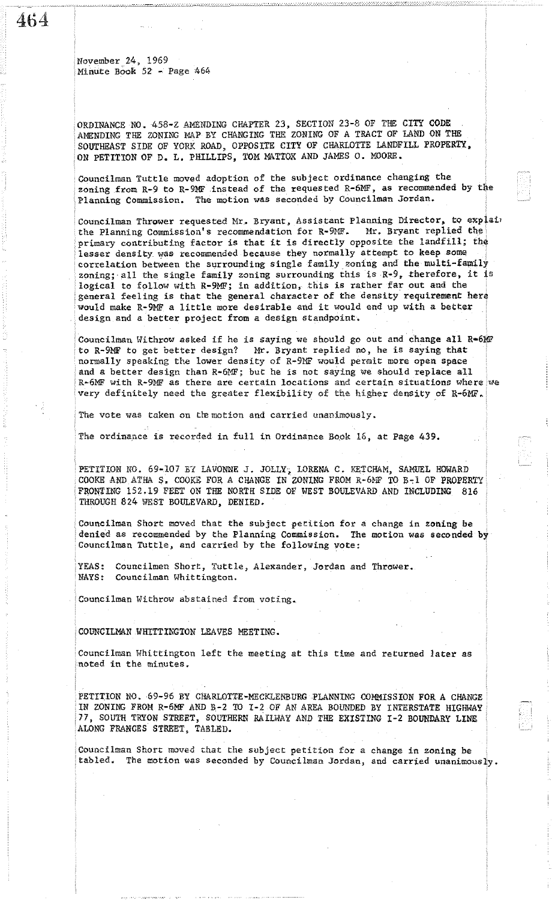November 24, 1969
Minute Book 52 - Page 464

ORDINANCE NO. 458-Z AMENDING CHAPTER 23, SECTION 23-8 OF THE CITY CODE AMENDING THE ZONING MAP BY CHANGING THE ZONING OF A TRACT OF LAND ON THE SOUTHEAST SIDE OF YORK ROAD, OPPOSITE CITY OF CHARLOTTE LANDFILL PROPERTY, ON PETITION OF D. L. PHILLIPS, TOM MATTOX AND JAMES O. MOORE.

Councilman Tuttle moved adoption of the subject ordinance changing the zoning from R-9 to R-9MF instead of the requested R-6MF, as recommended by the Planning Commission. The motion was seconded by Councilman Jordan.

Councilman Thrower requested Mr. Bryant, Assistant Planning Director, to explain the Planning Commission's recommendation for R-9MF. Mr. Bryant replied the primary contributing factor is that it is directly opposite the landfill; the lesser density was recommended because they normally attempt to keep some correlation between the surrounding single family zoning and the multi-family zoning; all the single family zoning surrounding this is R-9, therefore, it is logical to follow with R-9MF; in addition, this is rather far out and the general feeling is that the general character of the density requirement here would make R-9MF a little more desirable and it would end up with a better design and a better project from a design standpoint.

Councilman Withrow asked if he is saying we should go out and change all R-6MF to R-9MF to get better design? Mr. Bryant replied no, he is saying that normally speaking the lower density of R-9MF would permit more open space and a better design than R-6MF; but he is not saying we should replace all R-6MF with R-9MF as there are certain locations and certain situations where we very definitely need the greater flexibility of the higher density of R-6MF.

The vote was taken on the motion and carried unanimously.

The ordinance is recorded in full in Ordinance Book 16, at Page 439.

PETITION NO. 69-107 BY LAVONNE J. JOLLY, LORENA C. KETCHAM, SAMUEL HOWARD COOKE AND ATHA S. COOKE FOR A CHANGE IN ZONING FROM R-6MF TO B-1 OF PROPERTY FRONTING 152.19 FEET ON THE NORTH SIDE OF WEST BOULEVARD AND INCLUDING 816 THROUGH 824 WEST BOULEVARD, DENIED.

Councilman Short moved that the subject petition for a change in zoning be denied as recommended by the Planning Commission. The motion was seconded by Councilman Tuttle, and carried by the following vote:

YEAS: Councilmen Short, Tuttle, Alexander, Jordan and Thrower.
NAYS: Councilman Whittington.

Councilman Withrow abstained from voting.

COUNCILMAN WHITTINGTON LEAVES MEETING.

Councilman Whittington left the meeting at this time and returned later as noted in the minutes.

PETITION NO. 69-96 BY CHARLOTTE-MECKLENBURG PLANNING COMMISSION FOR A CHANGE IN ZONING FROM R-6MF AND B-2 TO I-2 OF AN AREA BOUNDED BY INTERSTATE HIGHWAY 77, SOUTH TRYON STREET, SOUTHERN RAILWAY AND THE EXISTING I-2 BOUNDARY LINE ALONG FRANCES STREET, TABLED.

Councilman Short moved that the subject petition for a change in zoning be tabled. The motion was seconded by Councilman Jordan, and carried unanimously.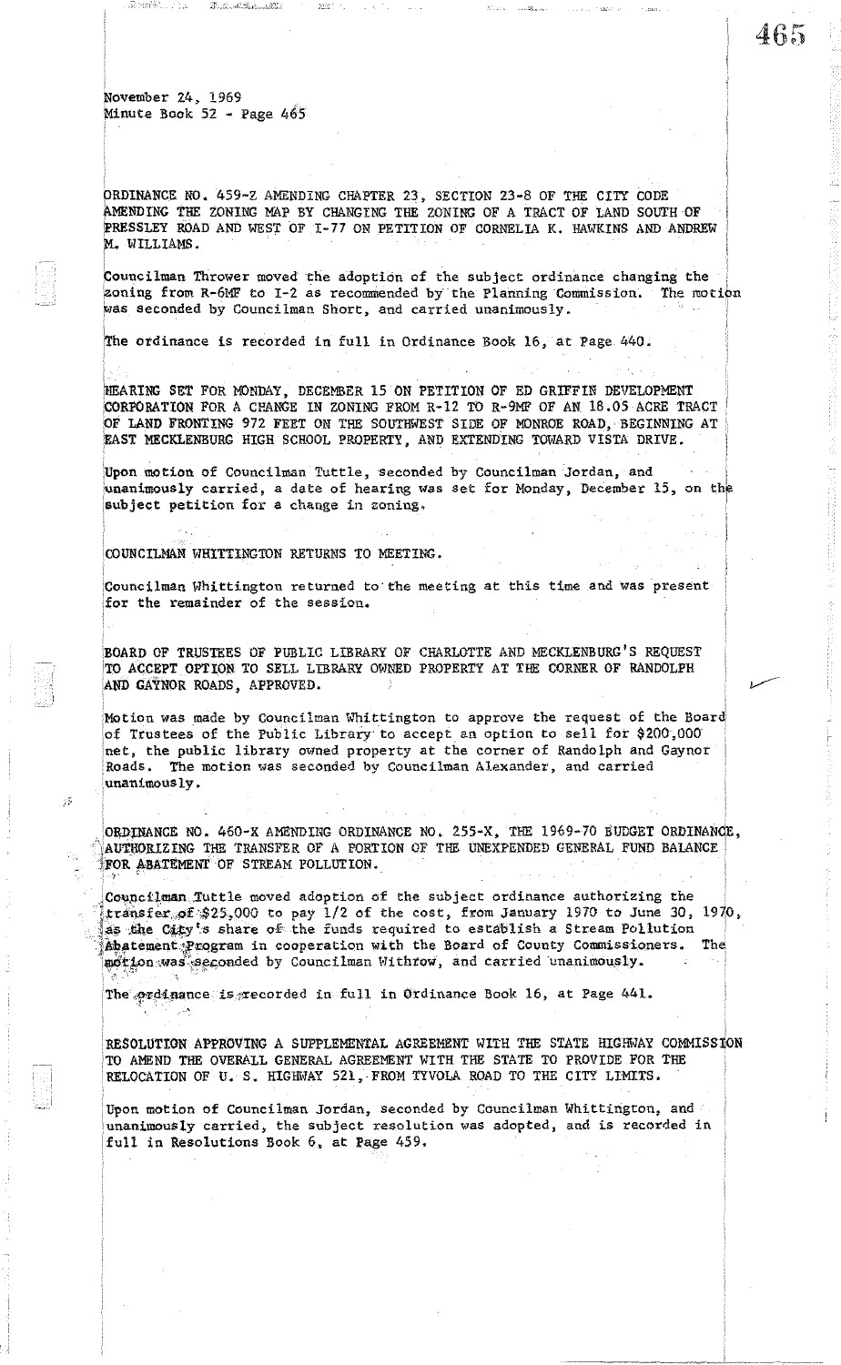November 24, 1969
Minute Book 52 - Page 465

ORDINANCE NO. 459-Z AMENDING CHAPTER 23, SECTION 23-8 OF THE CITY CODE AMENDING THE ZONING MAP BY CHANGING THE ZONING OF A TRACT OF LAND SOUTH OF PRESSLEY ROAD AND WEST OF I-77 ON PETITION OF CORNELIA K. HAWKINS AND ANDREW M. WILLIAMS.

Councilman Thrower moved the adoption of the subject ordinance changing the zoning from R-6MF to I-2 as recommended by the Planning Commission. The motion was seconded by Councilman Short, and carried unanimously.

The ordinance is recorded in full in Ordinance Book 16, at Page 440.

HEARING SET FOR MONDAY, DECEMBER 15 ON PETITION OF ED GRIFFIN DEVELOPMENT CORPORATION FOR A CHANGE IN ZONING FROM R-12 TO R-9MF OF AN 18.05 ACRE TRACT OF LAND FRONTING 972 FEET ON THE SOUTHWEST SIDE OF MONROE ROAD, BEGINNING AT EAST MECKLENBURG HIGH SCHOOL PROPERTY, AND EXTENDING TOWARD VISTA DRIVE.

Upon motion of Councilman Tuttle, seconded by Councilman Jordan, and unanimously carried, a date of hearing was set for Monday, December 15, on the subject petition for a change in zoning.

COUNCILMAN WHITTINGTON RETURNS TO MEETING.

Councilman Whittington returned to the meeting at this time and was present for the remainder of the session.

BOARD OF TRUSTEES OF PUBLIC LIBRARY OF CHARLOTTE AND MECKLENBURG'S REQUEST TO ACCEPT OPTION TO SELL LIBRARY OWNED PROPERTY AT THE CORNER OF RANDOLPH AND GAYNOR ROADS, APPROVED.

Motion was made by Councilman Whittington to approve the request of the Board of Trustees of the Public Library to accept an option to sell for $200,000 net, the public library owned property at the corner of Randolph and Gaynor Roads. The motion was seconded by Councilman Alexander, and carried unanimously.

ORDINANCE NO. 460-X AMENDING ORDINANCE NO. 255-X, THE 1969-70 BUDGET ORDINANCE, AUTHORIZING THE TRANSFER OF A PORTION OF THE UNEXPENDED GENERAL FUND BALANCE FOR ABATEMENT OF STREAM POLLUTION.

Councilman Tuttle moved adoption of the subject ordinance authorizing the transfer of $25,000 to pay 1/2 of the cost, from January 1970 to June 30, 1970, as the City's share of the funds required to establish a Stream Pollution Abatement Program in cooperation with the Board of County Commissioners. The motion was seconded by Councilman Withrow, and carried unanimously.

The ordinance is recorded in full in Ordinance Book 16, at Page 441.

RESOLUTION APPROVING A SUPPLEMENTAL AGREEMENT WITH THE STATE HIGHWAY COMMISSION TO AMEND THE OVERALL GENERAL AGREEMENT WITH THE STATE TO PROVIDE FOR THE RELOCATION OF U. S. HIGHWAY 521, FROM TYVOLA ROAD TO THE CITY LIMITS.

Upon motion of Councilman Jordan, seconded by Councilman Whittington, and unanimously carried, the subject resolution was adopted, and is recorded in full in Resolutions Book 6, at Page 459.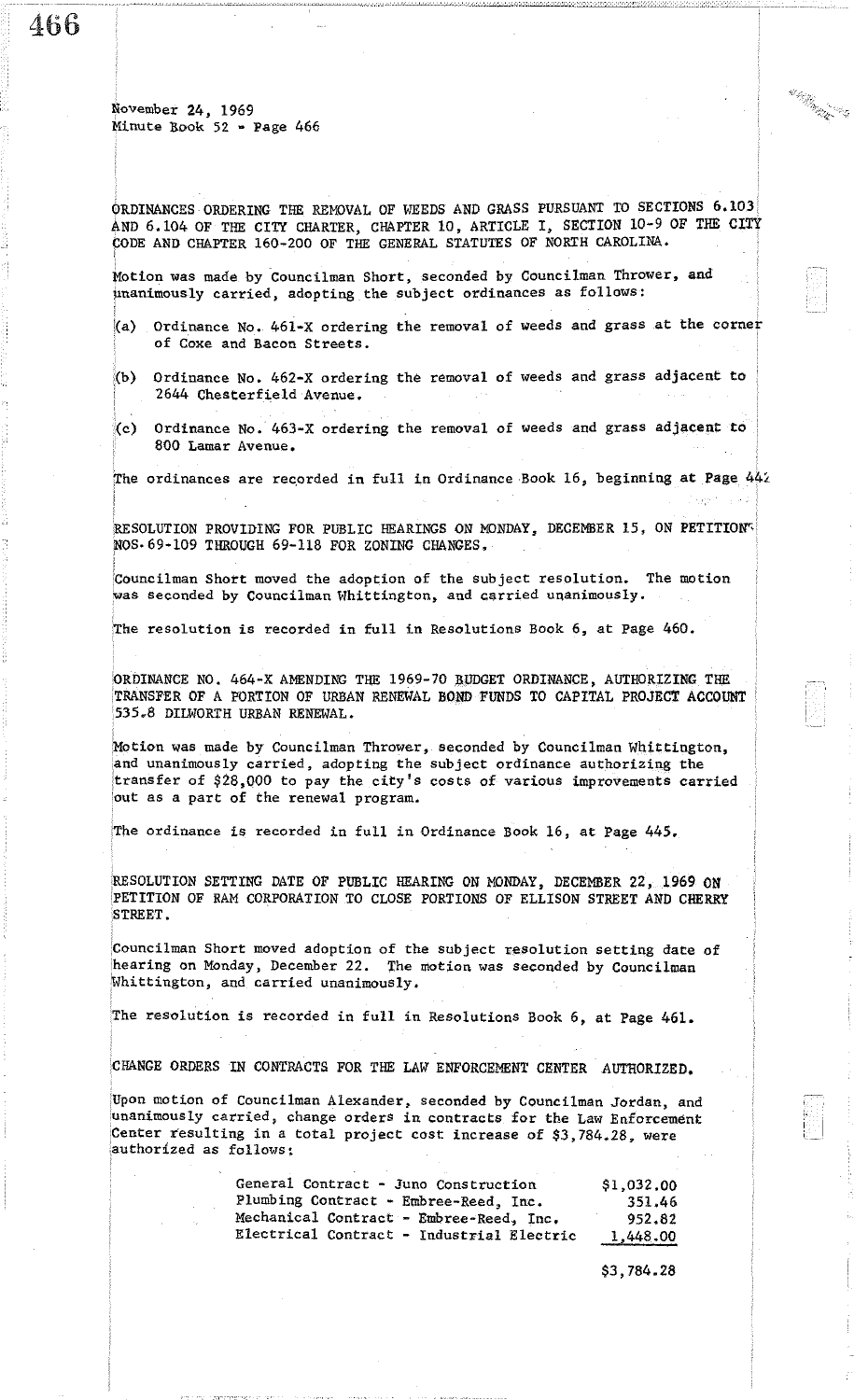November 24, 1969
Minute Book 52 - Page 466

ORDINANCES ORDERING THE REMOVAL OF WEEDS AND GRASS PURSUANT TO SECTIONS 6.103 AND 6.104 OF THE CITY CHARTER, CHAPTER 10, ARTICLE I, SECTION 10-9 OF THE CITY CODE AND CHAPTER 160-200 OF THE GENERAL STATUTES OF NORTH CAROLINA.

Motion was made by Councilman Short, seconded by Councilman Thrower, and unanimously carried, adopting the subject ordinances as follows:

(a) Ordinance No. 461-X ordering the removal of weeds and grass at the corner of Coxe and Bacon Streets.

(b) Ordinance No. 462-X ordering the removal of weeds and grass adjacent to 2644 Chesterfield Avenue.

(c) Ordinance No. 463-X ordering the removal of weeds and grass adjacent to 800 Lamar Avenue.

The ordinances are recorded in full in Ordinance Book 16, beginning at Page 442

RESOLUTION PROVIDING FOR PUBLIC HEARINGS ON MONDAY, DECEMBER 15, ON PETITION NOS. 69-109 THROUGH 69-118 FOR ZONING CHANGES.

Councilman Short moved the adoption of the subject resolution. The motion was seconded by Councilman Whittington, and carried unanimously.

The resolution is recorded in full in Resolutions Book 6, at Page 460.

ORDINANCE NO. 464-X AMENDING THE 1969-70 BUDGET ORDINANCE, AUTHORIZING THE TRANSFER OF A PORTION OF URBAN RENEWAL BOND FUNDS TO CAPITAL PROJECT ACCOUNT 535.8 DILWORTH URBAN RENEWAL.

Motion was made by Councilman Thrower, seconded by Councilman Whittington, and unanimously carried, adopting the subject ordinance authorizing the transfer of $28,000 to pay the city's costs of various improvements carried out as a part of the renewal program.

The ordinance is recorded in full in Ordinance Book 16, at Page 445.

RESOLUTION SETTING DATE OF PUBLIC HEARING ON MONDAY, DECEMBER 22, 1969 ON PETITION OF RAM CORPORATION TO CLOSE PORTIONS OF ELLISON STREET AND CHERRY STREET.

Councilman Short moved adoption of the subject resolution setting date of hearing on Monday, December 22. The motion was seconded by Councilman Whittington, and carried unanimously.

The resolution is recorded in full in Resolutions Book 6, at Page 461.

CHANGE ORDERS IN CONTRACTS FOR THE LAW ENFORCEMENT CENTER AUTHORIZED.

Upon motion of Councilman Alexander, seconded by Councilman Jordan, and unanimously carried, change orders in contracts for the Law Enforcement Center resulting in a total project cost increase of $3,784.28, were authorized as follows:

| | |
|---|---|
| General Contract - Juno Construction | $1,032.00 |
| Plumbing Contract - Embree-Reed, Inc. | 351.46 |
| Mechanical Contract - Embree-Reed, Inc. | 952.82 |
| Electrical Contract - Industrial Electric | 1,448.00 |
| | $3,784.28 |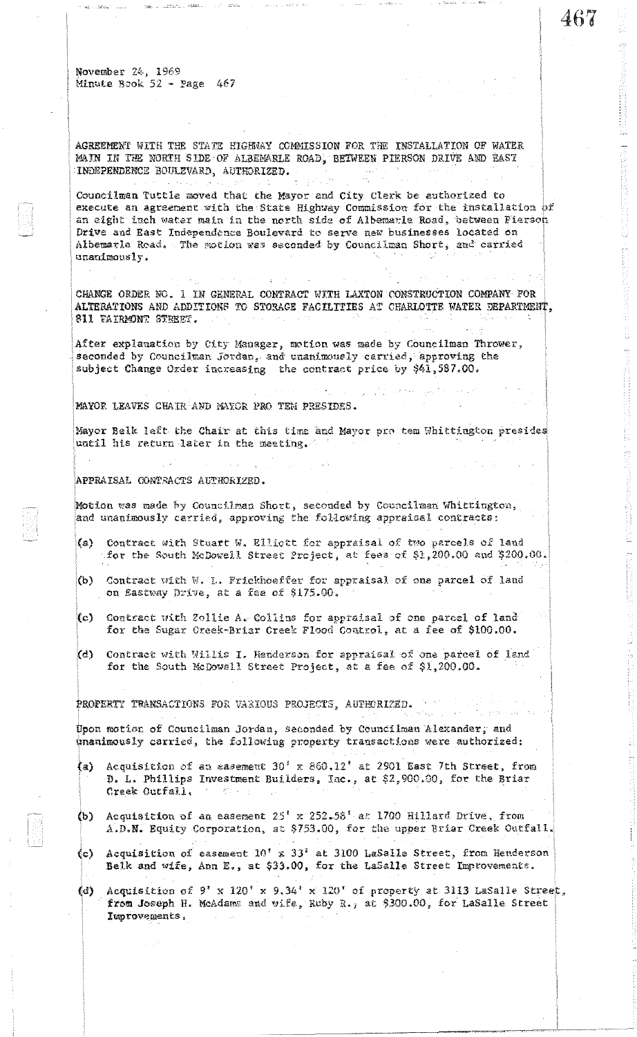November 24, 1969
Minute Book 52 - Page 467

AGREEMENT WITH THE STATE HIGHWAY COMMISSION FOR THE INSTALLATION OF WATER MAIN IN THE NORTH SIDE OF ALBEMARLE ROAD, BETWEEN PIERSON DRIVE AND EAST INDEPENDENCE BOULEVARD, AUTHORIZED.

Councilman Tuttle moved that the Mayor and City Clerk be authorized to execute an agreement with the State Highway Commission for the installation of an eight inch water main in the north side of Albemarle Road, between Pierson Drive and East Independence Boulevard to serve new businesses located on Albemarle Road. The motion was seconded by Councilman Short, and carried unanimously.

CHANGE ORDER NO. 1 IN GENERAL CONTRACT WITH LAXTON CONSTRUCTION COMPANY FOR ALTERATIONS AND ADDITIONS TO STORAGE FACILITIES AT CHARLOTTE WATER DEPARTMENT, 811 FAIRMONT STREET.

After explanation by City Manager, motion was made by Councilman Thrower, seconded by Councilman Jordan, and unanimously carried, approving the subject Change Order increasing the contract price by $41,587.00.

MAYOR LEAVES CHAIR AND MAYOR PRO TEM PRESIDES.

Mayor Belk left the Chair at this time and Mayor pro tem Whittington presides until his return later in the meeting.

APPRAISAL CONTRACTS AUTHORIZED.

Motion was made by Councilman Short, seconded by Councilman Whittington, and unanimously carried, approving the following appraisal contracts:

(a) Contract with Stuart W. Elliott for appraisal of two parcels of land for the South McDowell Street Project, at fees of $1,200.00 and $200.00.

(b) Contract with W. L. Frickhoeffer for appraisal of one parcel of land on Eastway Drive, at a fee of $175.00.

(c) Contract with Zollie A. Collins for appraisal of one parcel of land for the Sugar Creek-Briar Creek Flood Control, at a fee of $100.00.

(d) Contract with Willis I. Henderson for appraisal of one parcel of land for the South McDowell Street Project, at a fee of $1,200.00.

PROPERTY TRANSACTIONS FOR VARIOUS PROJECTS, AUTHORIZED.

Upon motion of Councilman Jordan, seconded by Councilman Alexander, and unanimously carried, the following property transactions were authorized:

(a) Acquisition of an easement 30' x 860.12' at 2901 East 7th Street, from D. L. Phillips Investment Builders, Inc., at $2,900.00, for the Briar Creek Outfall.

(b) Acquisition of an easement 25' x 252.58' at 1700 Hillard Drive, from A.D.N. Equity Corporation, at $753.00, for the upper Briar Creek Outfall.

(c) Acquisition of easement 10' x 33' at 3100 LaSalle Street, from Henderson Belk and wife, Ann E., at $33.00, for the LaSalle Street Improvements.

(d) Acquisition of 9' x 120' x 9.34' x 120' of property at 3113 LaSalle Street, from Joseph H. McAdams and wife, Ruby R., at $300.00, for LaSalle Street Improvements.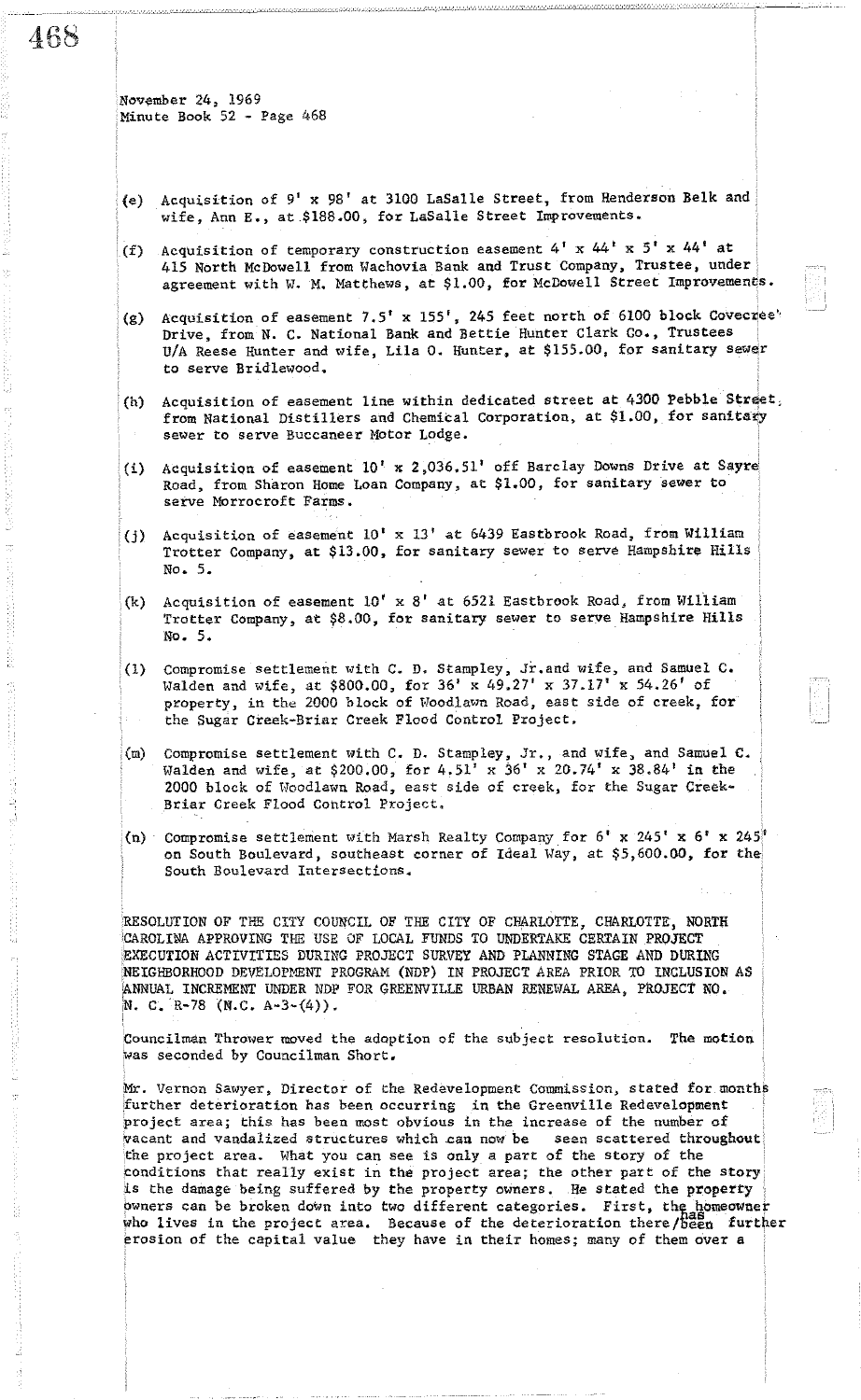November 24, 1969
Minute Book 52 - Page 468

(e) Acquisition of 9' x 98' at 3100 LaSalle Street, from Henderson Belk and wife, Ann E., at $188.00, for LaSalle Street Improvements.

(f) Acquisition of temporary construction easement 4' x 44' x 5' x 44' at 415 North McDowell from Wachovia Bank and Trust Company, Trustee, under agreement with W. M. Matthews, at $1.00, for McDowell Street Improvements.

(g) Acquisition of easement 7.5' x 155', 245 feet north of 6100 block Covecree Drive, from N. C. National Bank and Bettie Hunter Clark Co., Trustees U/A Reese Hunter and wife, Lila O. Hunter, at $155.00, for sanitary sewer to serve Bridlewood.

(h) Acquisition of easement line within dedicated street at 4300 Pebble Street, from National Distillers and Chemical Corporation, at $1.00, for sanitary sewer to serve Buccaneer Motor Lodge.

(i) Acquisition of easement 10' x 2,036.51' off Barclay Downs Drive at Sayre Road, from Sharon Home Loan Company, at $1.00, for sanitary sewer to serve Morrocroft Farms.

(j) Acquisition of easement 10' x 13' at 6439 Eastbrook Road, from William Trotter Company, at $13.00, for sanitary sewer to serve Hampshire Hills No. 5.

(k) Acquisition of easement 10' x 8' at 6521 Eastbrook Road, from William Trotter Company, at $8.00, for sanitary sewer to serve Hampshire Hills No. 5.

(l) Compromise settlement with C. D. Stampley, Jr. and wife, and Samuel C. Walden and wife, at $800.00, for 36' x 49.27' x 37.17' x 54.26' of property, in the 2000 block of Woodlawn Road, east side of creek, for the Sugar Creek-Briar Creek Flood Control Project.

(m) Compromise settlement with C. D. Stampley, Jr., and wife, and Samuel C. Walden and wife, at $200.00, for 4.51' x 36' x 20.74' x 38.84' in the 2000 block of Woodlawn Road, east side of creek, for the Sugar Creek-Briar Creek Flood Control Project.

(n) Compromise settlement with Marsh Realty Company for 6' x 245' x 6' x 245' on South Boulevard, southeast corner of Ideal Way, at $5,600.00, for the South Boulevard Intersections.

RESOLUTION OF THE CITY COUNCIL OF THE CITY OF CHARLOTTE, CHARLOTTE, NORTH CAROLINA APPROVING THE USE OF LOCAL FUNDS TO UNDERTAKE CERTAIN PROJECT EXECUTION ACTIVITIES DURING PROJECT SURVEY AND PLANNING STAGE AND DURING NEIGHBORHOOD DEVELOPMENT PROGRAM (NDP) IN PROJECT AREA PRIOR TO INCLUSION AS ANNUAL INCREMENT UNDER NDP FOR GREENVILLE URBAN RENEWAL AREA, PROJECT NO. N. C. R-78 (N.C. A-3-(4)).

Councilman Thrower moved the adoption of the subject resolution. The motion was seconded by Councilman Short.

Mr. Vernon Sawyer, Director of the Redevelopment Commission, stated for months further deterioration has been occurring in the Greenville Redevelopment project area; this has been most obvious in the increase of the number of vacant and vandalized structures which can now be seen scattered throughout the project area. What you can see is only a part of the story of the conditions that really exist in the project area; the other part of the story is the damage being suffered by the property owners. He stated the property owners can be broken down into two different categories. First, the homeowner who lives in the project area. Because of the deterioration there has been further erosion of the capital value they have in their homes; many of them over a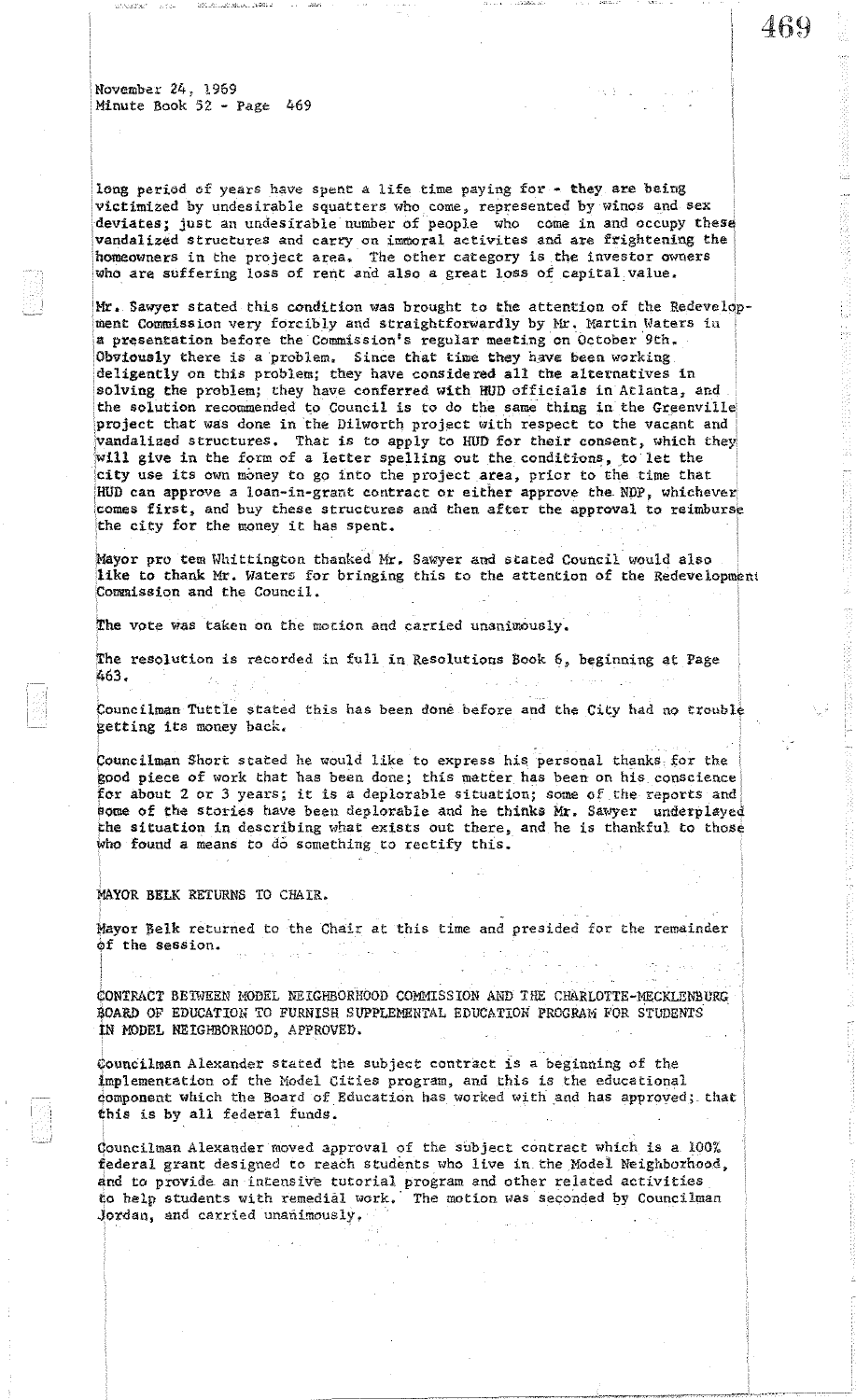long period of years have spent a life time paying for - they are being victimized by undesirable squatters who come, represented by winos and sex deviates; just an undesirable number of people who come in and occupy these vandalized structures and carry on immoral activites and are frightening the homeowners in the project area. The other category is the investor owners who are suffering loss of rent and also a great loss of capital value.

Mr. Sawyer stated this condition was brought to the attention of the Redevelopment Commission very forcibly and straightforwardly by Mr. Martin Waters in a presentation before the Commission's regular meeting on October 9th. Obviously there is a problem. Since that time they have been working deligently on this problem; they have considered all the alternatives in solving the problem; they have conferred with HUD officials in Atlanta, and the solution recommended to Council is to do the same thing in the Greenville project that was done in the Dilworth project with respect to the vacant and vandalized structures. That is to apply to HUD for their consent, which they will give in the form of a letter spelling out the conditions, to let the city use its own money to go into the project area, prior to the time that HUD can approve a loan-in-grant contract or either approve the NDP, whichever comes first, and buy these structures and then after the approval to reimburse the city for the money it has spent.

Mayor pro tem Whittington thanked Mr. Sawyer and stated Council would also like to thank Mr. Waters for bringing this to the attention of the Redevelopment Commission and the Council.

The vote was taken on the motion and carried unanimously.

The resolution is recorded in full in Resolutions Book 6, beginning at Page 463.

Councilman Tuttle stated this has been done before and the City had no trouble getting its money back.

Councilman Short stated he would like to express his personal thanks for the good piece of work that has been done; this matter has been on his conscience for about 2 or 3 years; it is a deplorable situation; some of the reports and some of the stories have been deplorable and he thinks Mr. Sawyer underplayed the situation in describing what exists out there, and he is thankful to those who found a means to do something to rectify this.

MAYOR BELK RETURNS TO CHAIR.

Mayor Belk returned to the Chair at this time and presided for the remainder of the session.

CONTRACT BETWEEN MODEL NEIGHBORHOOD COMMISSION AND THE CHARLOTTE-MECKLENBURG BOARD OF EDUCATION TO FURNISH SUPPLEMENTAL EDUCATION PROGRAM FOR STUDENTS IN MODEL NEIGHBORHOOD, APPROVED.

Councilman Alexander stated the subject contract is a beginning of the implementation of the Model Cities program, and this is the educational component which the Board of Education has worked with and has approved; that this is by all federal funds.

Councilman Alexander moved approval of the subject contract which is a 100% federal grant designed to reach students who live in the Model Neighborhood, and to provide an intensive tutorial program and other related activities to help students with remedial work. The motion was seconded by Councilman Jordan, and carried unanimously.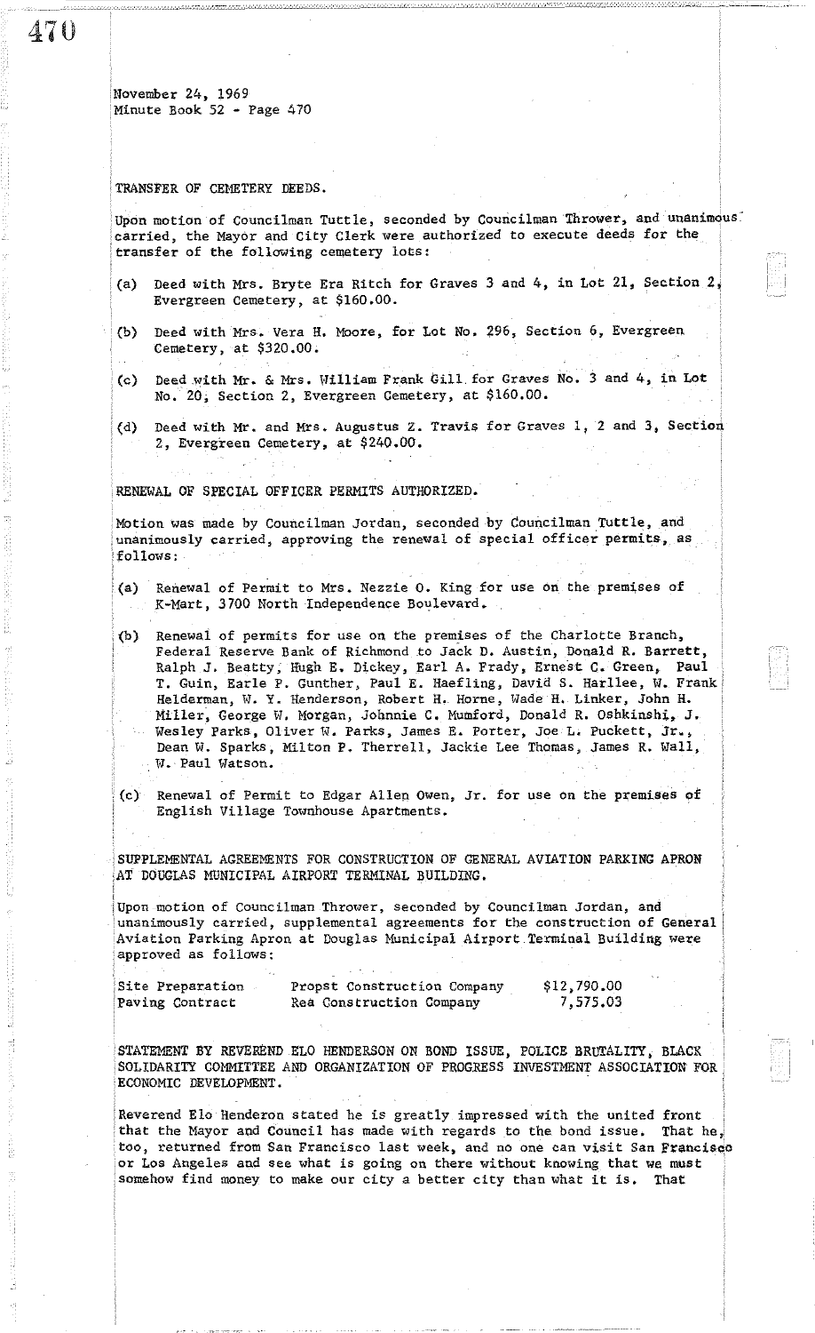November 24, 1969
Minute Book 52 - Page 470

TRANSFER OF CEMETERY DEEDS.

Upon motion of Councilman Tuttle, seconded by Councilman Thrower, and unanimous carried, the Mayor and City Clerk were authorized to execute deeds for the transfer of the following cemetery lots:

(a) Deed with Mrs. Bryte Era Ritch for Graves 3 and 4, in Lot 21, Section 2, Evergreen Cemetery, at $160.00.

(b) Deed with Mrs. Vera H. Moore, for Lot No. 296, Section 6, Evergreen Cemetery, at $320.00.

(c) Deed with Mr. & Mrs. William Frank Gill for Graves No. 3 and 4, in Lot No. 20, Section 2, Evergreen Cemetery, at $160.00.

(d) Deed with Mr. and Mrs. Augustus Z. Travis for Graves 1, 2 and 3, Section 2, Evergreen Cemetery, at $240.00.

RENEWAL OF SPECIAL OFFICER PERMITS AUTHORIZED.

Motion was made by Councilman Jordan, seconded by Councilman Tuttle, and unanimously carried, approving the renewal of special officer permits, as follows:

(a) Renewal of Permit to Mrs. Nezzie O. King for use on the premises of K-Mart, 3700 North Independence Boulevard.

(b) Renewal of permits for use on the premises of the Charlotte Branch, Federal Reserve Bank of Richmond to Jack D. Austin, Donald R. Barrett, Ralph J. Beatty, Hugh E. Dickey, Earl A. Frady, Ernest C. Green, Paul T. Guin, Earle P. Gunther, Paul E. Haefling, David S. Harllee, W. Frank Helderman, W. Y. Henderson, Robert H. Horne, Wade H. Linker, John H. Miller, George W. Morgan, Johnnie C. Mumford, Donald R. Oshkinshi, J. Wesley Parks, Oliver W. Parks, James E. Porter, Joe L. Puckett, Jr., Dean W. Sparks, Milton P. Therrell, Jackie Lee Thomas, James R. Wall, W. Paul Watson.

(c) Renewal of Permit to Edgar Allen Owen, Jr. for use on the premises of English Village Townhouse Apartments.

SUPPLEMENTAL AGREEMENTS FOR CONSTRUCTION OF GENERAL AVIATION PARKING APRON AT DOUGLAS MUNICIPAL AIRPORT TERMINAL BUILDING.

Upon motion of Councilman Thrower, seconded by Councilman Jordan, and unanimously carried, supplemental agreements for the construction of General Aviation Parking Apron at Douglas Municipal Airport Terminal Building were approved as follows:

| | | |
|---|---|---|
| Site Preparation | Propst Construction Company | $12,790.00 |
| Paving Contract | Rea Construction Company | 7,575.03 |

STATEMENT BY REVEREND ELO HENDERSON ON BOND ISSUE, POLICE BRUTALITY, BLACK SOLIDARITY COMMITTEE AND ORGANIZATION OF PROGRESS INVESTMENT ASSOCIATION FOR ECONOMIC DEVELOPMENT.

Reverend Elo Henderon stated he is greatly impressed with the united front that the Mayor and Council has made with regards to the bond issue. That he, too, returned from San Francisco last week, and no one can visit San Francisco or Los Angeles and see what is going on there without knowing that we must somehow find money to make our city a better city than what it is. That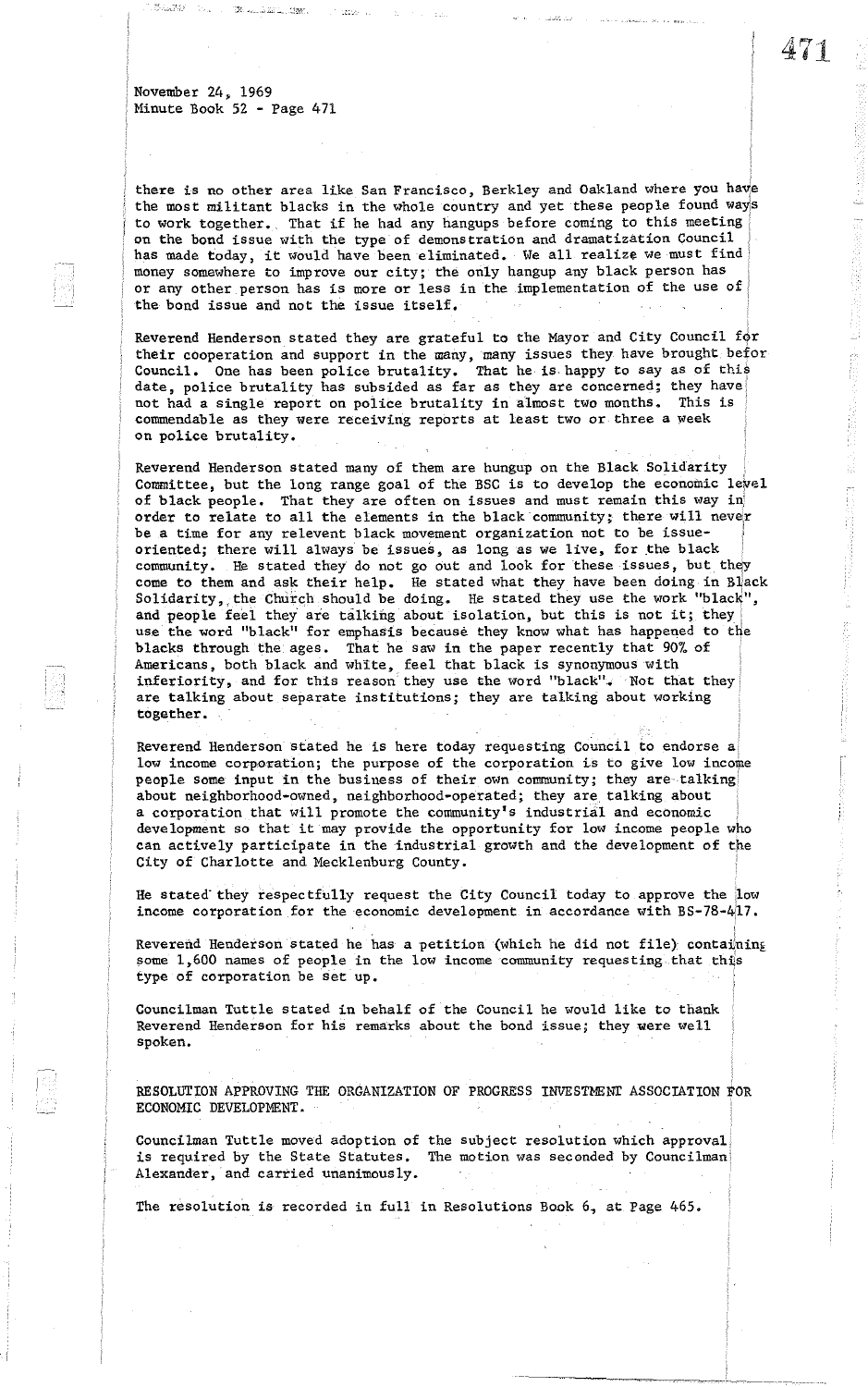November 24, 1969
Minute Book 52 - Page 471

there is no other area like San Francisco, Berkley and Oakland where you have the most militant blacks in the whole country and yet these people found ways to work together. That if he had any hangups before coming to this meeting on the bond issue with the type of demonstration and dramatization Council has made today, it would have been eliminated. We all realize we must find money somewhere to improve our city; the only hangup any black person has or any other person has is more or less in the implementation of the use of the bond issue and not the issue itself.

Reverend Henderson stated they are grateful to the Mayor and City Council for their cooperation and support in the many, many issues they have brought befor Council. One has been police brutality. That he is happy to say as of this date, police brutality has subsided as far as they are concerned; they have not had a single report on police brutality in almost two months. This is commendable as they were receiving reports at least two or three a week on police brutality.

Reverend Henderson stated many of them are hungup on the Black Solidarity Committee, but the long range goal of the BSC is to develop the economic level of black people. That they are often on issues and must remain this way in order to relate to all the elements in the black community; there will never be a time for any relevent black movement organization not to be issue-oriented; there will always be issues, as long as we live, for the black community. He stated they do not go out and look for these issues, but they come to them and ask their help. He stated what they have been doing in Black Solidarity, the Church should be doing. He stated they use the work "black", and people feel they are talking about isolation, but this is not it; they use the word "black" for emphasis because they know what has happened to the blacks through the ages. That he saw in the paper recently that 90% of Americans, both black and white, feel that black is synonymous with inferiority, and for this reason they use the word "black". Not that they are talking about separate institutions; they are talking about working together.

Reverend Henderson stated he is here today requesting Council to endorse a low income corporation; the purpose of the corporation is to give low income people some input in the business of their own community; they are talking about neighborhood-owned, neighborhood-operated; they are talking about a corporation that will promote the community's industrial and economic development so that it may provide the opportunity for low income people who can actively participate in the industrial growth and the development of the City of Charlotte and Mecklenburg County.

He stated they respectfully request the City Council today to approve the low income corporation for the economic development in accordance with BS-78-417.

Reverend Henderson stated he has a petition (which he did not file) containing some 1,600 names of people in the low income community requesting that this type of corporation be set up.

Councilman Tuttle stated in behalf of the Council he would like to thank Reverend Henderson for his remarks about the bond issue; they were well spoken.

RESOLUTION APPROVING THE ORGANIZATION OF PROGRESS INVESTMENT ASSOCIATION FOR ECONOMIC DEVELOPMENT.

Councilman Tuttle moved adoption of the subject resolution which approval is required by the State Statutes. The motion was seconded by Councilman Alexander, and carried unanimously.

The resolution is recorded in full in Resolutions Book 6, at Page 465.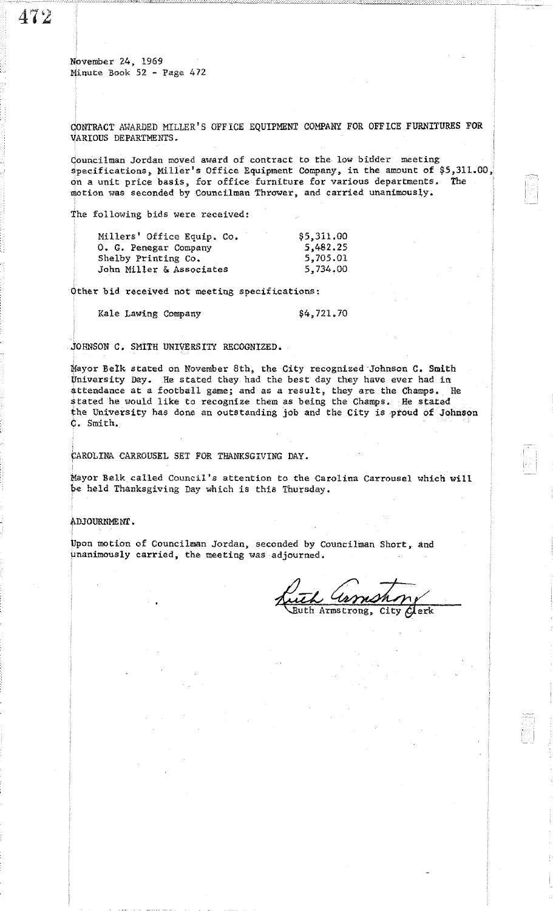November 24, 1969
Minute Book 52 - Page 472

CONTRACT AWARDED MILLER'S OFFICE EQUIPMENT COMPANY FOR OFFICE FURNITURES FOR VARIOUS DEPARTMENTS.

Councilman Jordan moved award of contract to the low bidder meeting specifications, Miller's Office Equipment Company, in the amount of $5,311.00, on a unit price basis, for office furniture for various departments. The motion was seconded by Councilman Thrower, and carried unanimously.

The following bids were received:

| | |
|---|---|
| Millers' Office Equip. Co. | $5,311.00 |
| O. G. Penegar Company | 5,482.25 |
| Shelby Printing Co. | 5,705.01 |
| John Miller & Associates | 5,734.00 |

Other bid received not meeting specifications:

| | |
|---|---|
| Kale Lawing Company | $4,721.70 |

JOHNSON C. SMITH UNIVERSITY RECOGNIZED.

Mayor Belk stated on November 8th, the City recognized Johnson C. Smith University Day. He stated they had the best day they have ever had in attendance at a football game; and as a result, they are the Champs. He stated he would like to recognize them as being the Champs. He stated the University has done an outstanding job and the City is proud of Johnson C. Smith.

CAROLINA CARROUSEL SET FOR THANKSGIVING DAY.

Mayor Belk called Council's attention to the Carolina Carrousel which will be held Thanksgiving Day which is this Thursday.

ADJOURNMENT.

Upon motion of Councilman Jordan, seconded by Councilman Short, and unanimously carried, the meeting was adjourned.

Ruth Armstrong, City Clerk